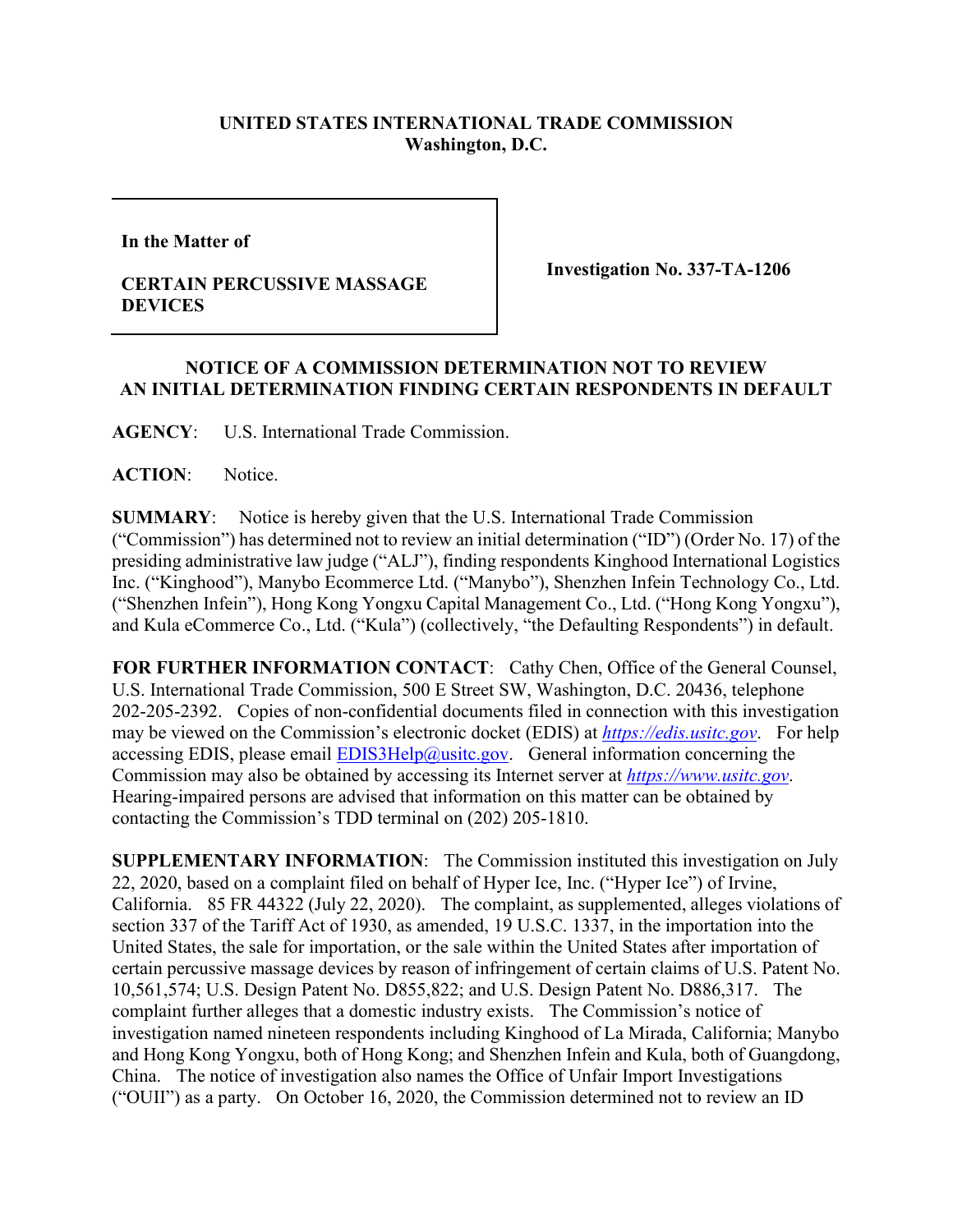**UNITED STATES INTERNATIONAL TRADE COMMISSION**
**Washington, D.C.**

| | |
|---|---|
| **In the Matter of** **CERTAIN PERCUSSIVE MASSAGE DEVICES** | **Investigation No. 337-TA-1206** |

**NOTICE OF A COMMISSION DETERMINATION NOT TO REVIEW AN INITIAL DETERMINATION FINDING CERTAIN RESPONDENTS IN DEFAULT**

**AGENCY**: U.S. International Trade Commission.

**ACTION**: Notice.

**SUMMARY**: Notice is hereby given that the U.S. International Trade Commission ("Commission") has determined not to review an initial determination ("ID") (Order No. 17) of the presiding administrative law judge ("ALJ"), finding respondents Kinghood International Logistics Inc. ("Kinghood"), Manybo Ecommerce Ltd. ("Manybo"), Shenzhen Infein Technology Co., Ltd. ("Shenzhen Infein"), Hong Kong Yongxu Capital Management Co., Ltd. ("Hong Kong Yongxu"), and Kula eCommerce Co., Ltd. ("Kula") (collectively, "the Defaulting Respondents") in default.

**FOR FURTHER INFORMATION CONTACT**: Cathy Chen, Office of the General Counsel, U.S. International Trade Commission, 500 E Street SW, Washington, D.C. 20436, telephone 202-205-2392. Copies of non-confidential documents filed in connection with this investigation may be viewed on the Commission's electronic docket (EDIS) at *https://edis.usitc.gov*. For help accessing EDIS, please email EDIS3Help@usitc.gov. General information concerning the Commission may also be obtained by accessing its Internet server at *https://www.usitc.gov*. Hearing-impaired persons are advised that information on this matter can be obtained by contacting the Commission's TDD terminal on (202) 205-1810.

**SUPPLEMENTARY INFORMATION**: The Commission instituted this investigation on July 22, 2020, based on a complaint filed on behalf of Hyper Ice, Inc. ("Hyper Ice") of Irvine, California. 85 FR 44322 (July 22, 2020). The complaint, as supplemented, alleges violations of section 337 of the Tariff Act of 1930, as amended, 19 U.S.C. 1337, in the importation into the United States, the sale for importation, or the sale within the United States after importation of certain percussive massage devices by reason of infringement of certain claims of U.S. Patent No. 10,561,574; U.S. Design Patent No. D855,822; and U.S. Design Patent No. D886,317. The complaint further alleges that a domestic industry exists. The Commission's notice of investigation named nineteen respondents including Kinghood of La Mirada, California; Manybo and Hong Kong Yongxu, both of Hong Kong; and Shenzhen Infein and Kula, both of Guangdong, China. The notice of investigation also names the Office of Unfair Import Investigations ("OUII") as a party. On October 16, 2020, the Commission determined not to review an ID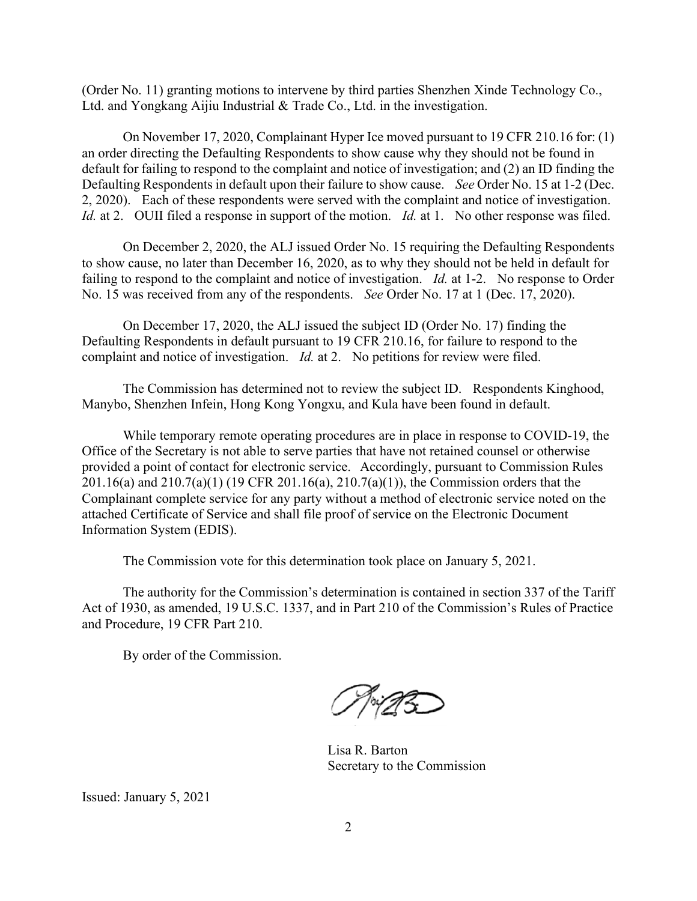(Order No. 11) granting motions to intervene by third parties Shenzhen Xinde Technology Co., Ltd. and Yongkang Aijiu Industrial & Trade Co., Ltd. in the investigation.

On November 17, 2020, Complainant Hyper Ice moved pursuant to 19 CFR 210.16 for: (1) an order directing the Defaulting Respondents to show cause why they should not be found in default for failing to respond to the complaint and notice of investigation; and (2) an ID finding the Defaulting Respondents in default upon their failure to show cause. *See* Order No. 15 at 1-2 (Dec. 2, 2020). Each of these respondents were served with the complaint and notice of investigation. *Id.* at 2. OUII filed a response in support of the motion. *Id.* at 1. No other response was filed.

On December 2, 2020, the ALJ issued Order No. 15 requiring the Defaulting Respondents to show cause, no later than December 16, 2020, as to why they should not be held in default for failing to respond to the complaint and notice of investigation. *Id.* at 1-2. No response to Order No. 15 was received from any of the respondents. *See* Order No. 17 at 1 (Dec. 17, 2020).

On December 17, 2020, the ALJ issued the subject ID (Order No. 17) finding the Defaulting Respondents in default pursuant to 19 CFR 210.16, for failure to respond to the complaint and notice of investigation. *Id.* at 2. No petitions for review were filed.

The Commission has determined not to review the subject ID. Respondents Kinghood, Manybo, Shenzhen Infein, Hong Kong Yongxu, and Kula have been found in default.

While temporary remote operating procedures are in place in response to COVID-19, the Office of the Secretary is not able to serve parties that have not retained counsel or otherwise provided a point of contact for electronic service. Accordingly, pursuant to Commission Rules 201.16(a) and 210.7(a)(1) (19 CFR 201.16(a), 210.7(a)(1)), the Commission orders that the Complainant complete service for any party without a method of electronic service noted on the attached Certificate of Service and shall file proof of service on the Electronic Document Information System (EDIS).

The Commission vote for this determination took place on January 5, 2021.

The authority for the Commission's determination is contained in section 337 of the Tariff Act of 1930, as amended, 19 U.S.C. 1337, and in Part 210 of the Commission's Rules of Practice and Procedure, 19 CFR Part 210.

By order of the Commission.

Lisa R. Barton
Secretary to the Commission

Issued: January 5, 2021